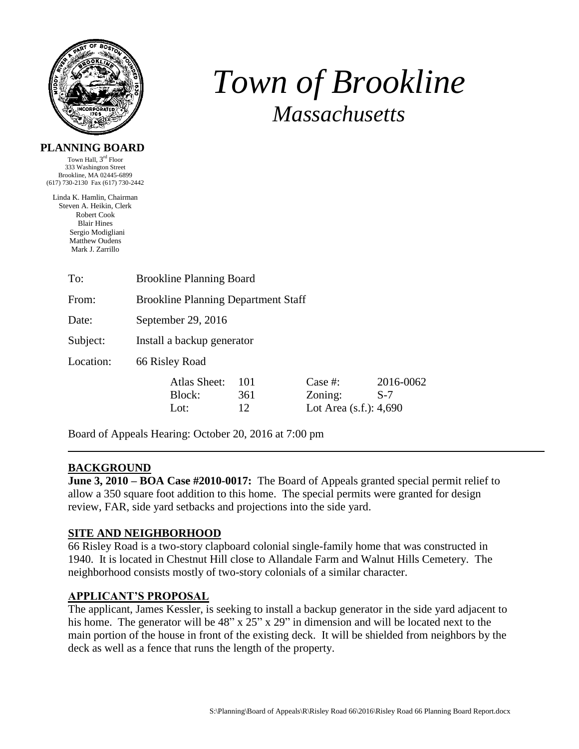# *Town of Brookline*
## *Massachusetts*

**PLANNING BOARD**

Town Hall, 3rd Floor
333 Washington Street
Brookline, MA 02445-6899
(617) 730-2130 Fax (617) 730-2442

Linda K. Hamlin, Chairman
Steven A. Heikin, Clerk
Robert Cook
Blair Hines
Sergio Modigliani
Matthew Oudens
Mark J. Zarrillo

| | |
|---|---|
| To: | Brookline Planning Board |
| From: | Brookline Planning Department Staff |
| Date: | September 29, 2016 |
| Subject: | Install a backup generator |
| Location: | 66 Risley Road |

| | | | |
|---|---|---|---|
| Atlas Sheet: | 101 | Case #: | 2016-0062 |
| Block: | 361 | Zoning: | S-7 |
| Lot: | 12 | Lot Area (s.f.): | 4,690 |

Board of Appeals Hearing: October 20, 2016 at 7:00 pm

---

## BACKGROUND

**June 3, 2010 – BOA Case #2010-0017:** The Board of Appeals granted special permit relief to allow a 350 square foot addition to this home. The special permits were granted for design review, FAR, side yard setbacks and projections into the side yard.

## SITE AND NEIGHBORHOOD

66 Risley Road is a two-story clapboard colonial single-family home that was constructed in 1940. It is located in Chestnut Hill close to Allandale Farm and Walnut Hills Cemetery. The neighborhood consists mostly of two-story colonials of a similar character.

## APPLICANT'S PROPOSAL

The applicant, James Kessler, is seeking to install a backup generator in the side yard adjacent to his home. The generator will be 48" x 25" x 29" in dimension and will be located next to the main portion of the house in front of the existing deck. It will be shielded from neighbors by the deck as well as a fence that runs the length of the property.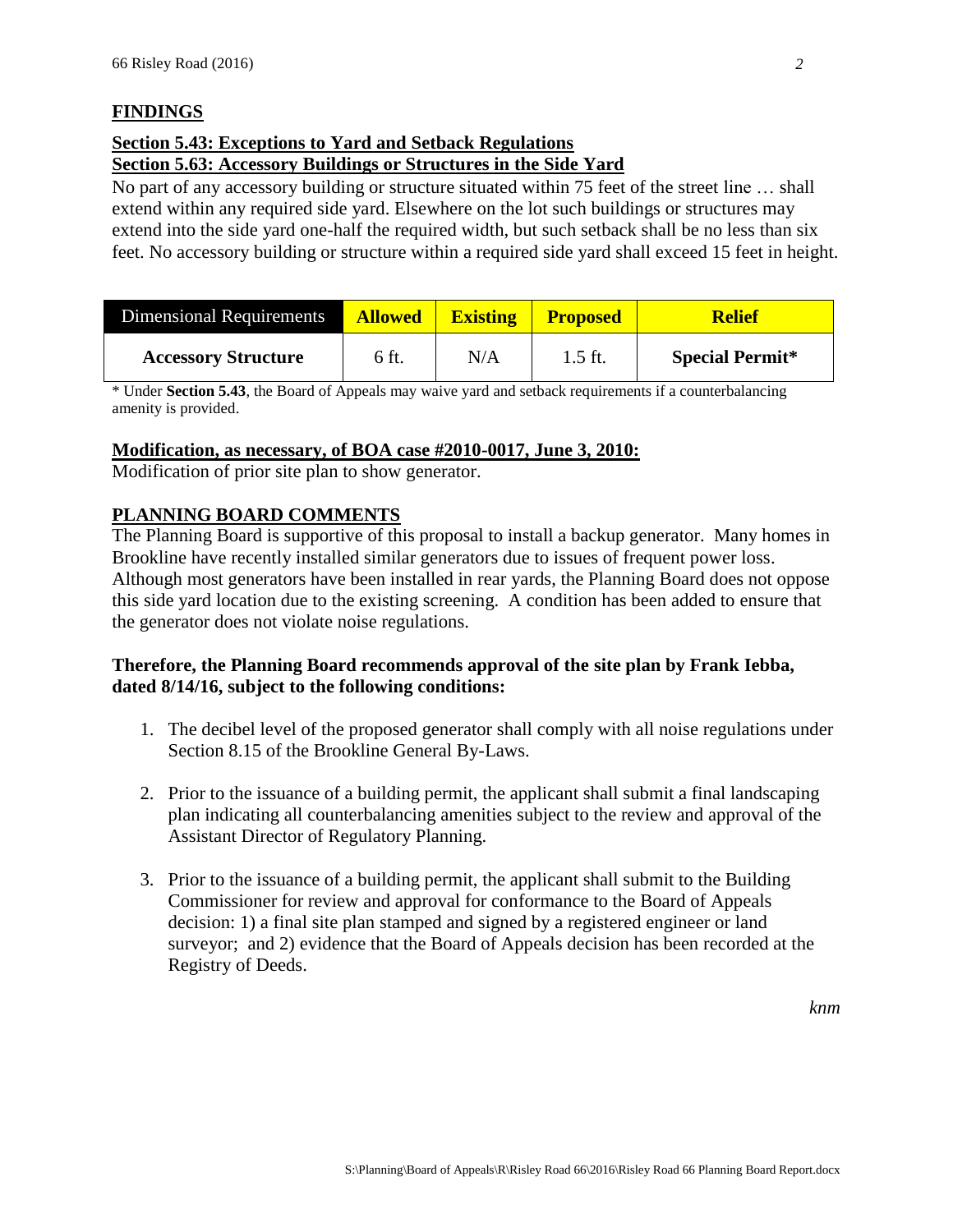## FINDINGS

**Section 5.43: Exceptions to Yard and Setback Regulations**
**Section 5.63: Accessory Buildings or Structures in the Side Yard**

No part of any accessory building or structure situated within 75 feet of the street line … shall extend within any required side yard. Elsewhere on the lot such buildings or structures may extend into the side yard one-half the required width, but such setback shall be no less than six feet. No accessory building or structure within a required side yard shall exceed 15 feet in height.

| Dimensional Requirements | Allowed | Existing | Proposed | Relief |
|---|---|---|---|---|
| **Accessory Structure** | 6 ft. | N/A | 1.5 ft. | **Special Permit*** |

* Under **Section 5.43**, the Board of Appeals may waive yard and setback requirements if a counterbalancing amenity is provided.

**Modification, as necessary, of BOA case #2010-0017, June 3, 2010:**

Modification of prior site plan to show generator.

## PLANNING BOARD COMMENTS

The Planning Board is supportive of this proposal to install a backup generator. Many homes in Brookline have recently installed similar generators due to issues of frequent power loss. Although most generators have been installed in rear yards, the Planning Board does not oppose this side yard location due to the existing screening. A condition has been added to ensure that the generator does not violate noise regulations.

**Therefore, the Planning Board recommends approval of the site plan by Frank Iebba, dated 8/14/16, subject to the following conditions:**

1. The decibel level of the proposed generator shall comply with all noise regulations under Section 8.15 of the Brookline General By-Laws.

2. Prior to the issuance of a building permit, the applicant shall submit a final landscaping plan indicating all counterbalancing amenities subject to the review and approval of the Assistant Director of Regulatory Planning.

3. Prior to the issuance of a building permit, the applicant shall submit to the Building Commissioner for review and approval for conformance to the Board of Appeals decision: 1) a final site plan stamped and signed by a registered engineer or land surveyor; and 2) evidence that the Board of Appeals decision has been recorded at the Registry of Deeds.

*knm*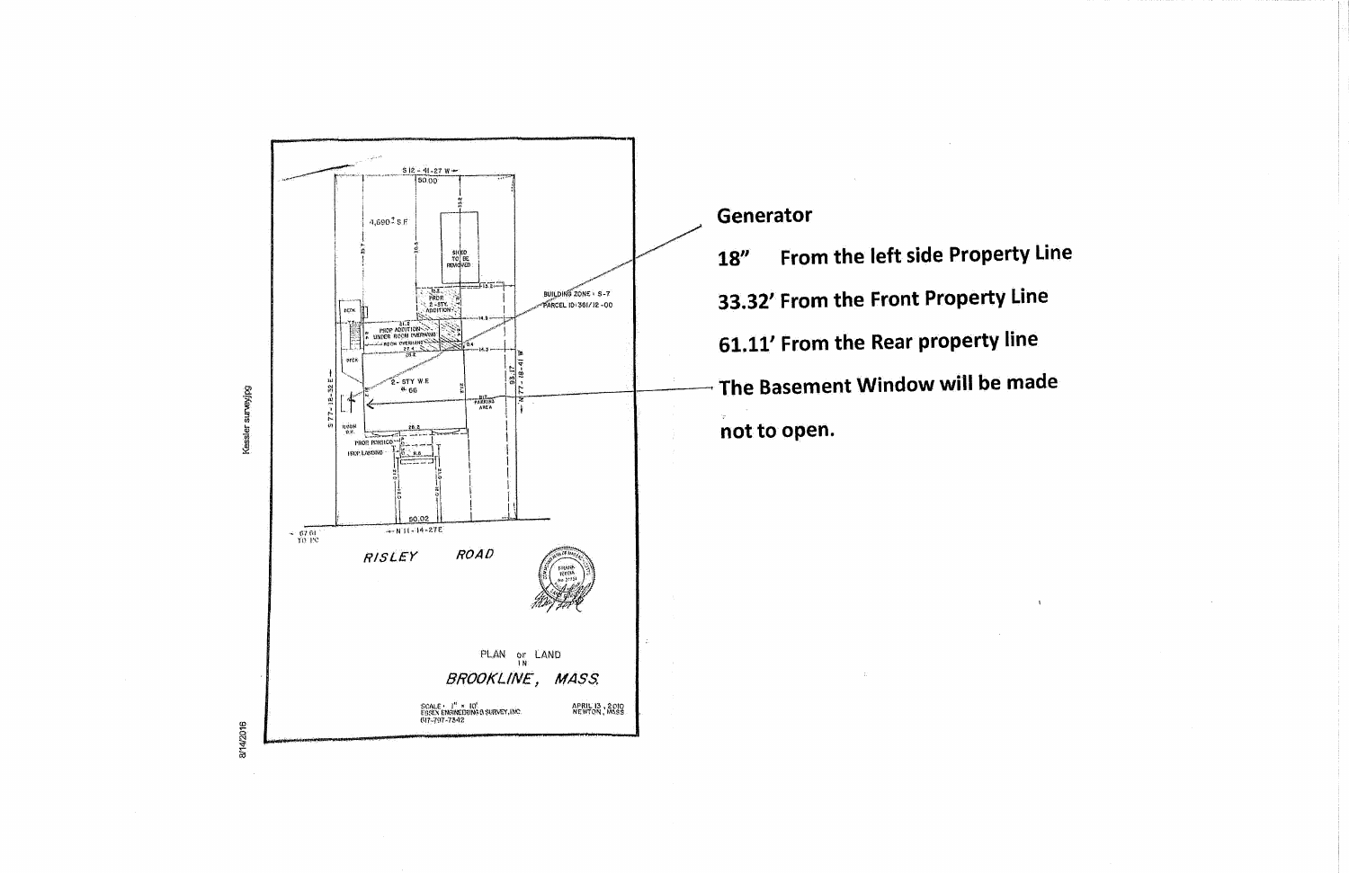S 12 - 41-27 W

50.00

4,690± S.F.

SHED TO BE REMOVED

PROP 2-STY ADDITION

PROP ADDITION UNDER ROOF OVERHANG

ROOF OVERHANG

DECK

BUILDING ZONE : S-7
PARCEL ID: 361/12-00

2-STY W.F. # 66

BIT. PARKING AREA

93.17

N 77-18-41 W

S 77-18-32 E

PROP PORTICO

PROP LANDING

50.02

N 11-14-27 E

67.61 TO PC

*RISLEY ROAD*

PLAN OF LAND IN

*BROOKLINE, MASS.*

SCALE: 1" = 10'
ESSEX ENGINEERING & SURVEY, INC.
617-797-7342

APRIL 13, 2010
NEWTON, MASS

**Generator**

**18" From the left side Property Line**

**33.32' From the Front Property Line**

**61.11' From the Rear property line**

**The Basement Window will be made not to open.**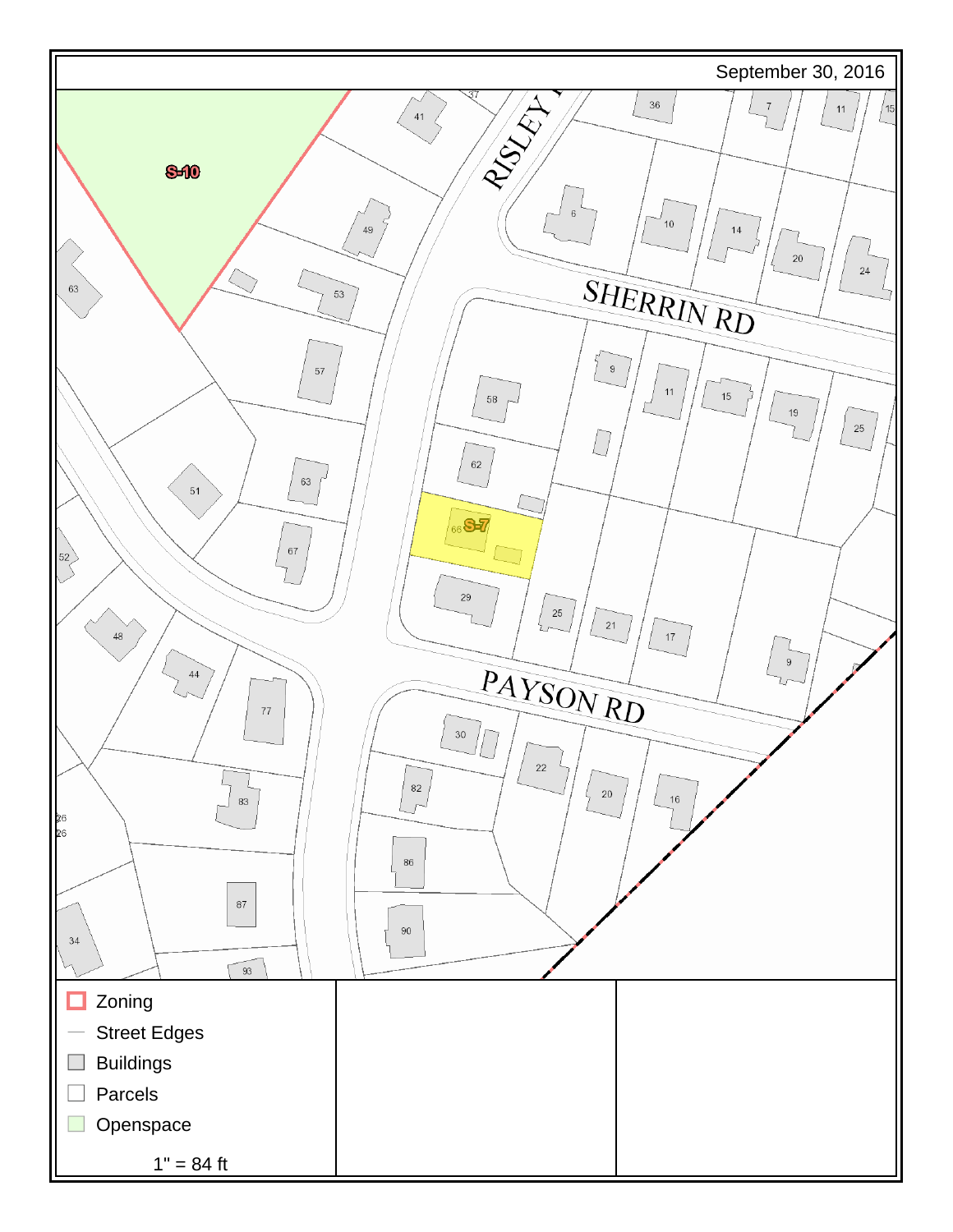September 30, 2016

S-10

S-7

RISLEY

SHERRIN RD

PAYSON RD

41 37 36 7 11 15

6 10 14 20 24

49 53 63

57 58 9 11 15 19 25

51 63 62

66 52 67

29 25 21 17 9

48 44 77

30 22 20 16

82 83

26 26 86 87

34 90 93

- Zoning
- Street Edges
- Buildings
- Parcels
- Openspace

1" = 84 ft